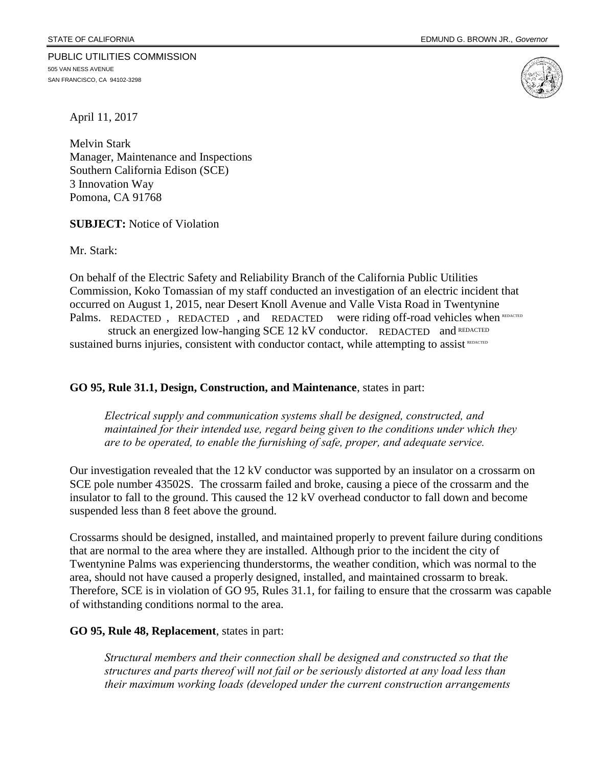STATE OF CALIFORNIA EDMUND G. BROWN JR., *Governor*

PUBLIC UTILITIES COMMISSION
505 VAN NESS AVENUE
SAN FRANCISCO, CA 94102-3298

April 11, 2017

Melvin Stark
Manager, Maintenance and Inspections
Southern California Edison (SCE)
3 Innovation Way
Pomona, CA 91768

**SUBJECT:** Notice of Violation

Mr. Stark:

On behalf of the Electric Safety and Reliability Branch of the California Public Utilities Commission, Koko Tomassian of my staff conducted an investigation of an electric incident that occurred on August 1, 2015, near Desert Knoll Avenue and Valle Vista Road in Twentynine Palms. REDACTED , REDACTED , and REDACTED were riding off-road vehicles when REDACTED struck an energized low-hanging SCE 12 kV conductor. REDACTED and REDACTED sustained burns injuries, consistent with conductor contact, while attempting to assist REDACTED

**GO 95, Rule 31.1, Design, Construction, and Maintenance**, states in part:

> *Electrical supply and communication systems shall be designed, constructed, and maintained for their intended use, regard being given to the conditions under which they are to be operated, to enable the furnishing of safe, proper, and adequate service.*

Our investigation revealed that the 12 kV conductor was supported by an insulator on a crossarm on SCE pole number 43502S. The crossarm failed and broke, causing a piece of the crossarm and the insulator to fall to the ground. This caused the 12 kV overhead conductor to fall down and become suspended less than 8 feet above the ground.

Crossarms should be designed, installed, and maintained properly to prevent failure during conditions that are normal to the area where they are installed. Although prior to the incident the city of Twentynine Palms was experiencing thunderstorms, the weather condition, which was normal to the area, should not have caused a properly designed, installed, and maintained crossarm to break. Therefore, SCE is in violation of GO 95, Rules 31.1, for failing to ensure that the crossarm was capable of withstanding conditions normal to the area.

**GO 95, Rule 48, Replacement**, states in part:

> *Structural members and their connection shall be designed and constructed so that the structures and parts thereof will not fail or be seriously distorted at any load less than their maximum working loads (developed under the current construction arrangements*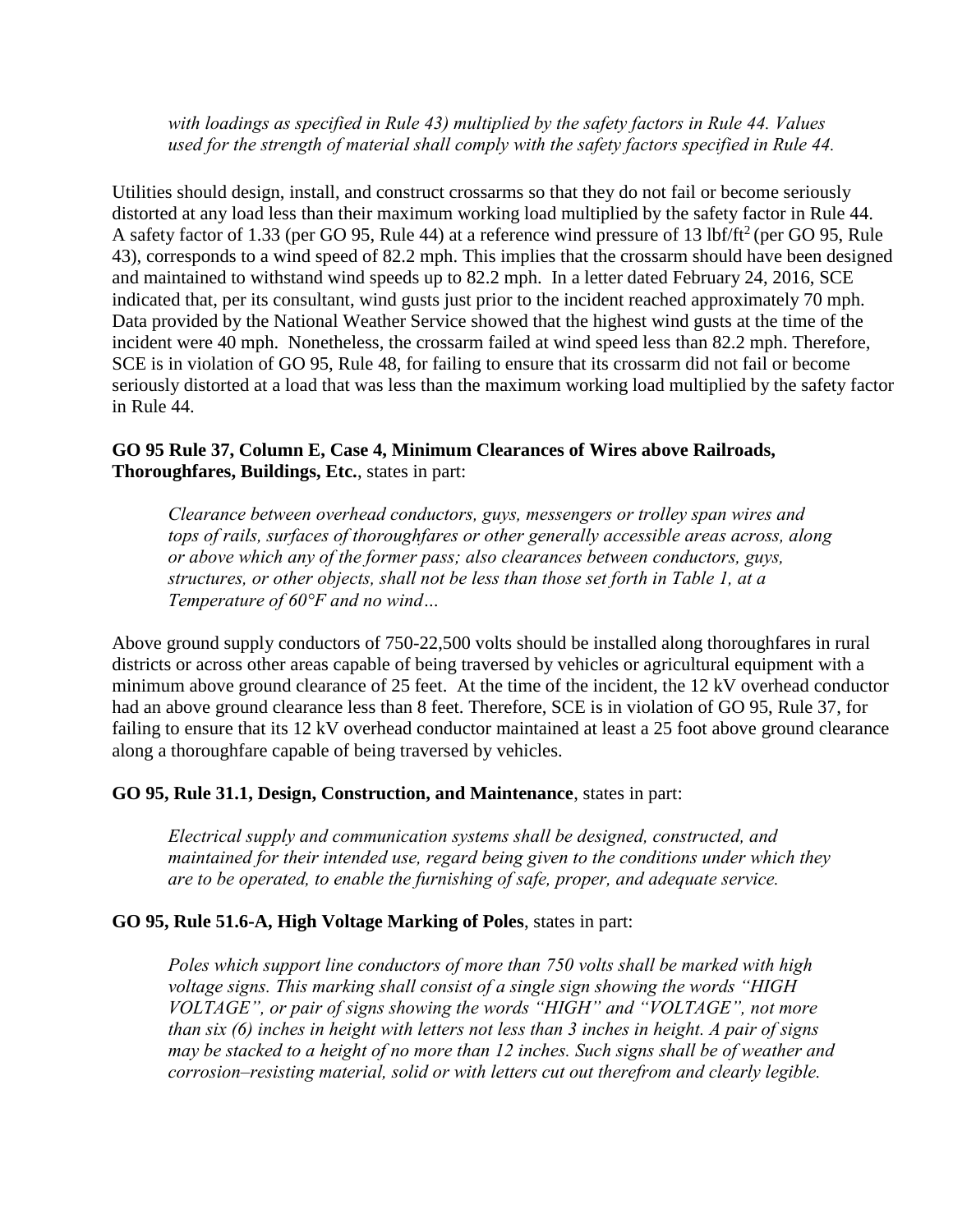*with loadings as specified in Rule 43) multiplied by the safety factors in Rule 44. Values used for the strength of material shall comply with the safety factors specified in Rule 44.*

Utilities should design, install, and construct crossarms so that they do not fail or become seriously distorted at any load less than their maximum working load multiplied by the safety factor in Rule 44. A safety factor of 1.33 (per GO 95, Rule 44) at a reference wind pressure of 13 $lbf/ft^2$ (per GO 95, Rule 43), corresponds to a wind speed of 82.2 mph. This implies that the crossarm should have been designed and maintained to withstand wind speeds up to 82.2 mph. In a letter dated February 24, 2016, SCE indicated that, per its consultant, wind gusts just prior to the incident reached approximately 70 mph. Data provided by the National Weather Service showed that the highest wind gusts at the time of the incident were 40 mph. Nonetheless, the crossarm failed at wind speed less than 82.2 mph. Therefore, SCE is in violation of GO 95, Rule 48, for failing to ensure that its crossarm did not fail or become seriously distorted at a load that was less than the maximum working load multiplied by the safety factor in Rule 44.

**GO 95 Rule 37, Column E, Case 4, Minimum Clearances of Wires above Railroads, Thoroughfares, Buildings, Etc.**, states in part:

*Clearance between overhead conductors, guys, messengers or trolley span wires and tops of rails, surfaces of thoroughfares or other generally accessible areas across, along or above which any of the former pass; also clearances between conductors, guys, structures, or other objects, shall not be less than those set forth in Table 1, at a Temperature of 60°F and no wind…*

Above ground supply conductors of 750-22,500 volts should be installed along thoroughfares in rural districts or across other areas capable of being traversed by vehicles or agricultural equipment with a minimum above ground clearance of 25 feet. At the time of the incident, the 12 kV overhead conductor had an above ground clearance less than 8 feet. Therefore, SCE is in violation of GO 95, Rule 37, for failing to ensure that its 12 kV overhead conductor maintained at least a 25 foot above ground clearance along a thoroughfare capable of being traversed by vehicles.

**GO 95, Rule 31.1, Design, Construction, and Maintenance**, states in part:

*Electrical supply and communication systems shall be designed, constructed, and maintained for their intended use, regard being given to the conditions under which they are to be operated, to enable the furnishing of safe, proper, and adequate service.*

**GO 95, Rule 51.6-A, High Voltage Marking of Poles**, states in part:

*Poles which support line conductors of more than 750 volts shall be marked with high voltage signs. This marking shall consist of a single sign showing the words "HIGH VOLTAGE", or pair of signs showing the words "HIGH" and "VOLTAGE", not more than six (6) inches in height with letters not less than 3 inches in height. A pair of signs may be stacked to a height of no more than 12 inches. Such signs shall be of weather and corrosion–resisting material, solid or with letters cut out therefrom and clearly legible.*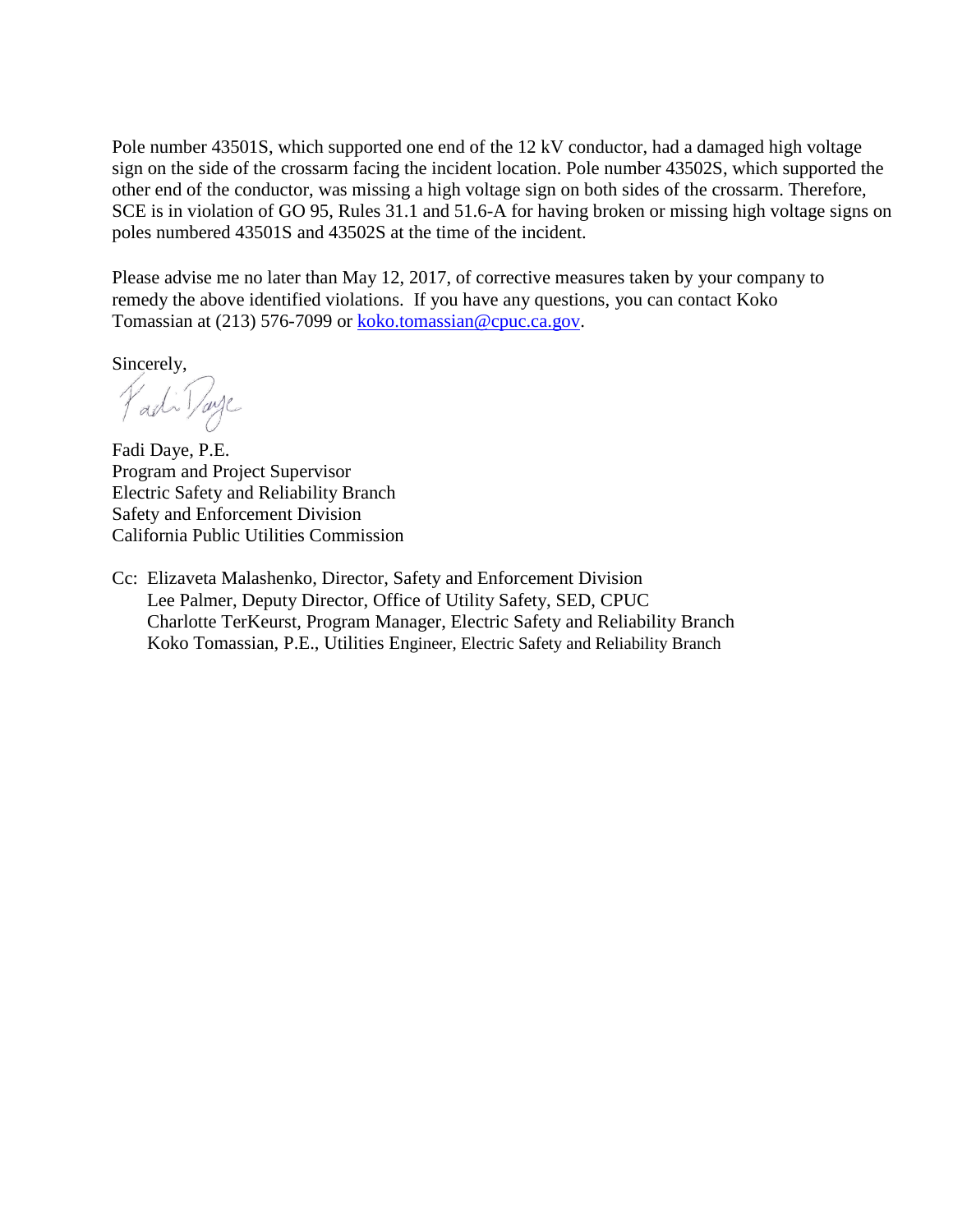Pole number 43501S, which supported one end of the 12 kV conductor, had a damaged high voltage sign on the side of the crossarm facing the incident location. Pole number 43502S, which supported the other end of the conductor, was missing a high voltage sign on both sides of the crossarm. Therefore, SCE is in violation of GO 95, Rules 31.1 and 51.6-A for having broken or missing high voltage signs on poles numbered 43501S and 43502S at the time of the incident.

Please advise me no later than May 12, 2017, of corrective measures taken by your company to remedy the above identified violations. If you have any questions, you can contact Koko Tomassian at (213) 576-7099 or koko.tomassian@cpuc.ca.gov.

Sincerely,

Fadi Daye

Fadi Daye, P.E.
Program and Project Supervisor
Electric Safety and Reliability Branch
Safety and Enforcement Division
California Public Utilities Commission

Cc: Elizaveta Malashenko, Director, Safety and Enforcement Division
Lee Palmer, Deputy Director, Office of Utility Safety, SED, CPUC
Charlotte TerKeurst, Program Manager, Electric Safety and Reliability Branch
Koko Tomassian, P.E., Utilities Engineer, Electric Safety and Reliability Branch